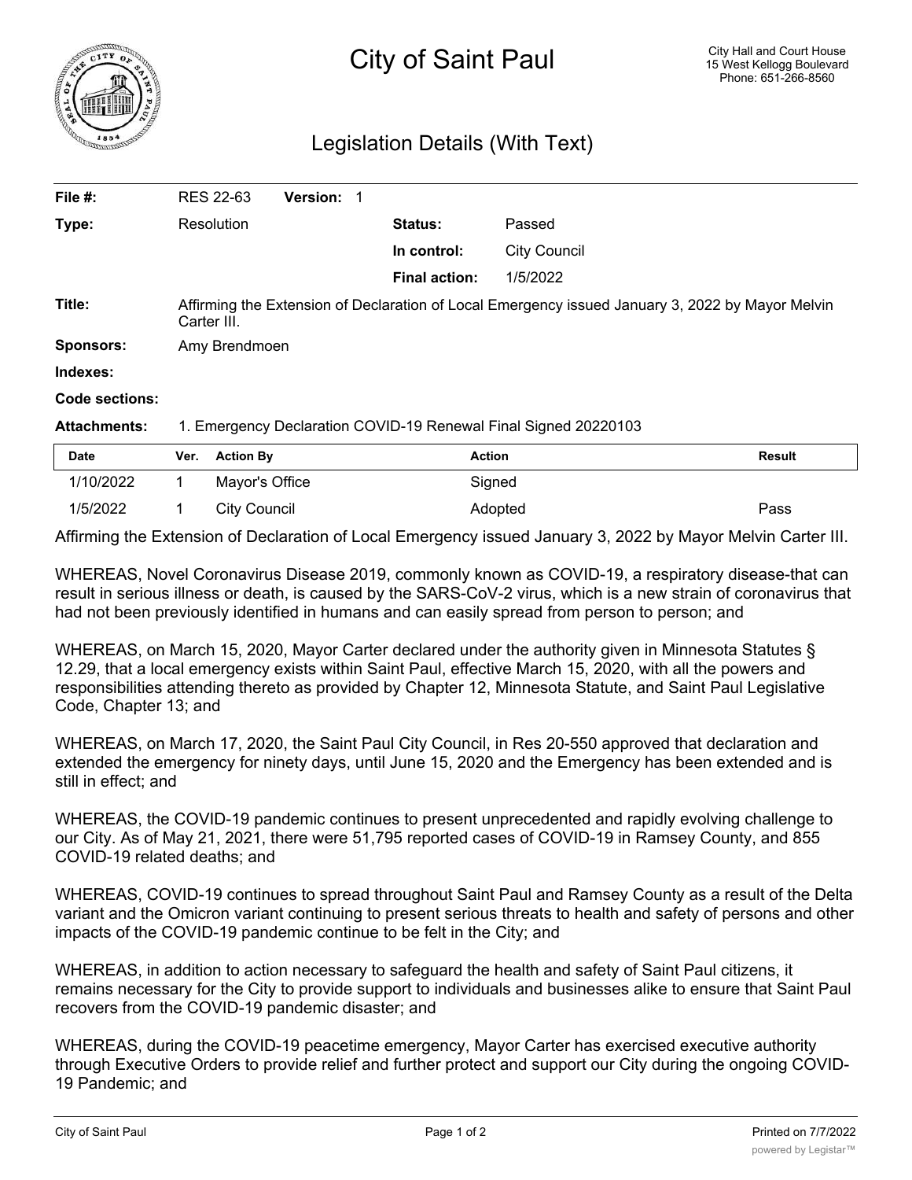# City of Saint Paul

City Hall and Court House
15 West Kellogg Boulevard
Phone: 651-266-8560

## Legislation Details (With Text)

| | | | |
|---|---|---|---|
| **File #:** | RES 22-63 **Version:** 1 | | |
| **Type:** | Resolution | **Status:** | Passed |
| | | **In control:** | City Council |
| | | **Final action:** | 1/5/2022 |
| **Title:** | Affirming the Extension of Declaration of Local Emergency issued January 3, 2022 by Mayor Melvin Carter III. | | |
| **Sponsors:** | Amy Brendmoen | | |
| **Indexes:** | | | |
| **Code sections:** | | | |
| **Attachments:** | 1. Emergency Declaration COVID-19 Renewal Final Signed 20220103 | | |

| Date | Ver. | Action By | Action | Result |
|---|---|---|---|---|
| 1/10/2022 | 1 | Mayor's Office | Signed | |
| 1/5/2022 | 1 | City Council | Adopted | Pass |

Affirming the Extension of Declaration of Local Emergency issued January 3, 2022 by Mayor Melvin Carter III.

WHEREAS, Novel Coronavirus Disease 2019, commonly known as COVID-19, a respiratory disease-that can result in serious illness or death, is caused by the SARS-CoV-2 virus, which is a new strain of coronavirus that had not been previously identified in humans and can easily spread from person to person; and

WHEREAS, on March 15, 2020, Mayor Carter declared under the authority given in Minnesota Statutes § 12.29, that a local emergency exists within Saint Paul, effective March 15, 2020, with all the powers and responsibilities attending thereto as provided by Chapter 12, Minnesota Statute, and Saint Paul Legislative Code, Chapter 13; and

WHEREAS, on March 17, 2020, the Saint Paul City Council, in Res 20-550 approved that declaration and extended the emergency for ninety days, until June 15, 2020 and the Emergency has been extended and is still in effect; and

WHEREAS, the COVID-19 pandemic continues to present unprecedented and rapidly evolving challenge to our City. As of May 21, 2021, there were 51,795 reported cases of COVID-19 in Ramsey County, and 855 COVID-19 related deaths; and

WHEREAS, COVID-19 continues to spread throughout Saint Paul and Ramsey County as a result of the Delta variant and the Omicron variant continuing to present serious threats to health and safety of persons and other impacts of the COVID-19 pandemic continue to be felt in the City; and

WHEREAS, in addition to action necessary to safeguard the health and safety of Saint Paul citizens, it remains necessary for the City to provide support to individuals and businesses alike to ensure that Saint Paul recovers from the COVID-19 pandemic disaster; and

WHEREAS, during the COVID-19 peacetime emergency, Mayor Carter has exercised executive authority through Executive Orders to provide relief and further protect and support our City during the ongoing COVID-19 Pandemic; and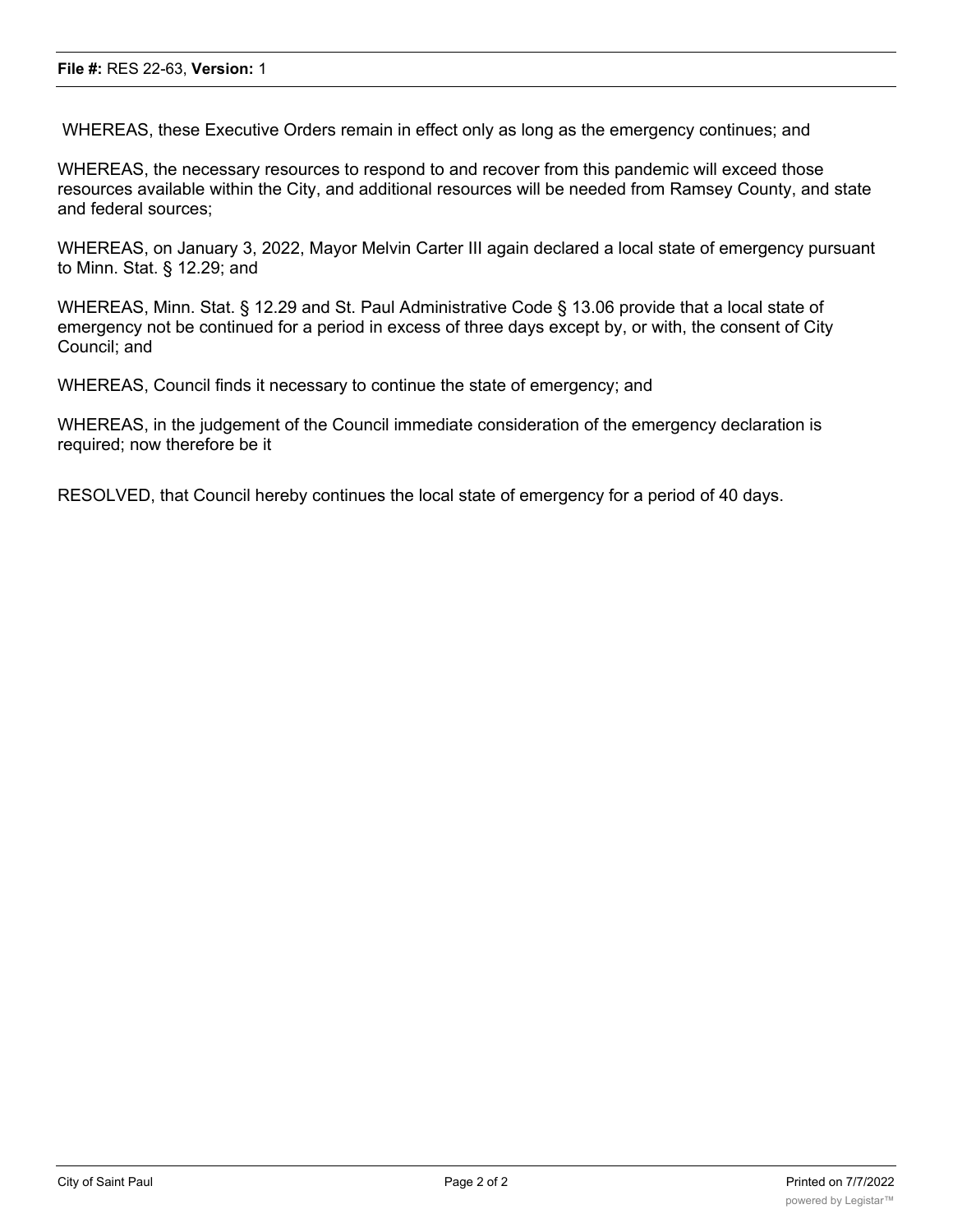WHEREAS, these Executive Orders remain in effect only as long as the emergency continues; and

WHEREAS, the necessary resources to respond to and recover from this pandemic will exceed those resources available within the City, and additional resources will be needed from Ramsey County, and state and federal sources;

WHEREAS, on January 3, 2022, Mayor Melvin Carter III again declared a local state of emergency pursuant to Minn. Stat. § 12.29; and

WHEREAS, Minn. Stat. § 12.29 and St. Paul Administrative Code § 13.06 provide that a local state of emergency not be continued for a period in excess of three days except by, or with, the consent of City Council; and

WHEREAS, Council finds it necessary to continue the state of emergency; and

WHEREAS, in the judgement of the Council immediate consideration of the emergency declaration is required; now therefore be it

RESOLVED, that Council hereby continues the local state of emergency for a period of 40 days.